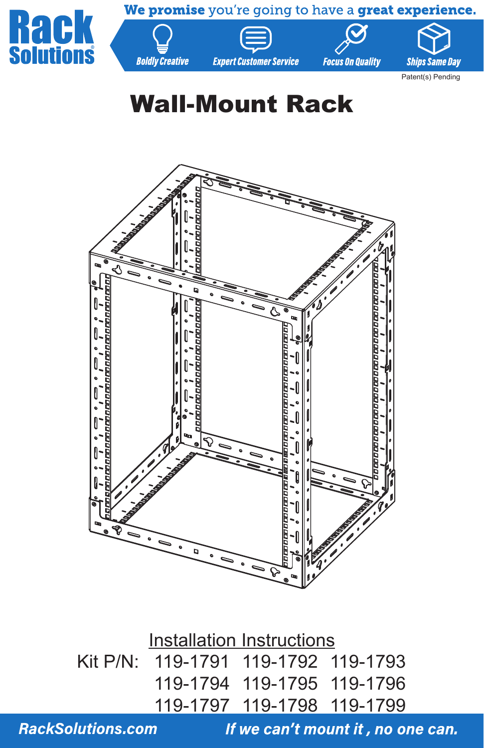**Rack Solutions**

**We promise** you're going to have a **great experience.**

Boldly Creative | Expert Customer Service | Focus On Quality | Ships Same Day

Patent(s) Pending

# Wall-Mount Rack

## Installation Instructions

Kit P/N: 119-1791 119-1792 119-1793
119-1794 119-1795 119-1796
119-1797 119-1798 119-1799

*RackSolutions.com* *If we can't mount it , no one can.*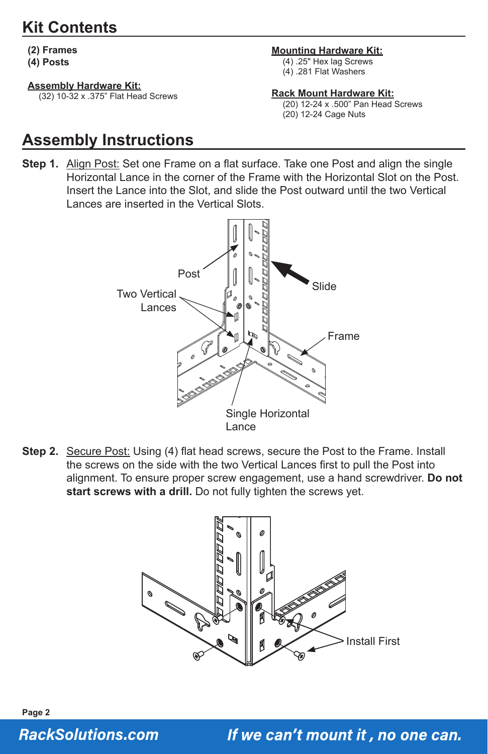## Kit Contents

**(2) Frames**
**(4) Posts**

**Assembly Hardware Kit:**
(32) 10-32 x .375" Flat Head Screws

**Mounting Hardware Kit:**
(4) .25" Hex lag Screws
(4) .281 Flat Washers

**Rack Mount Hardware Kit:**
(20) 12-24 x .500" Pan Head Screws
(20) 12-24 Cage Nuts

## Assembly Instructions

**Step 1.** Align Post: Set one Frame on a flat surface. Take one Post and align the single Horizontal Lance in the corner of the Frame with the Horizontal Slot on the Post. Insert the Lance into the Slot, and slide the Post outward until the two Vertical Lances are inserted in the Vertical Slots.

**Step 2.** Secure Post: Using (4) flat head screws, secure the Post to the Frame. Install the screws on the side with the two Vertical Lances first to pull the Post into alignment. To ensure proper screw engagement, use a hand screwdriver. **Do not start screws with a drill.** Do not fully tighten the screws yet.

*RackSolutions.com* — *If we can't mount it , no one can.*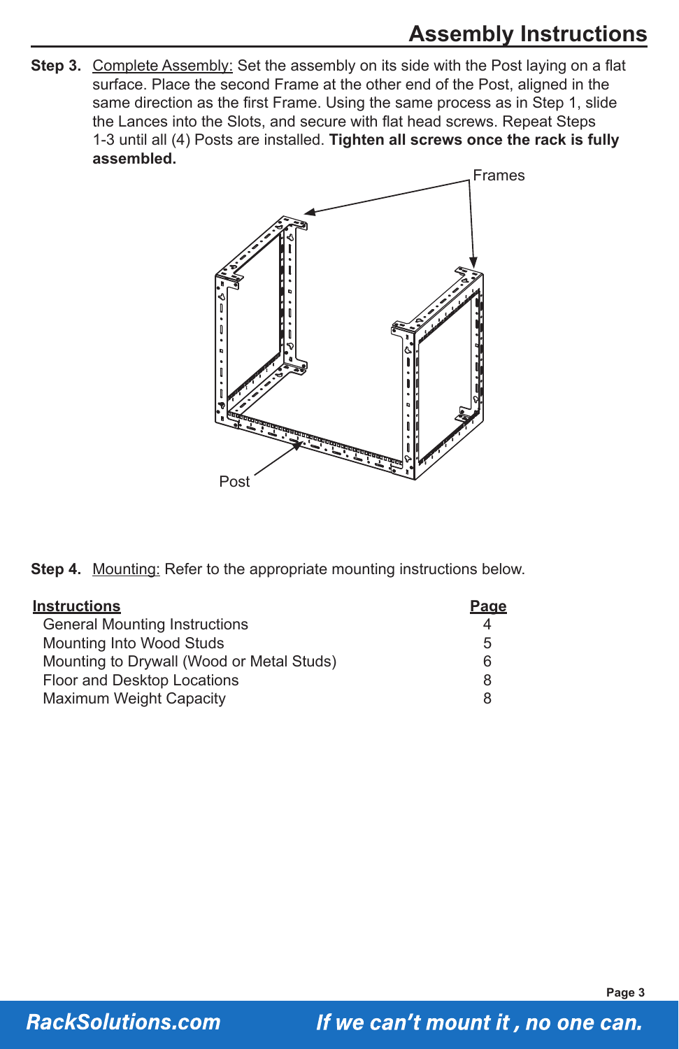## Assembly Instructions

**Step 3.** Complete Assembly: Set the assembly on its side with the Post laying on a flat surface. Place the second Frame at the other end of the Post, aligned in the same direction as the first Frame. Using the same process as in Step 1, slide the Lances into the Slots, and secure with flat head screws. Repeat Steps 1-3 until all (4) Posts are installed. **Tighten all screws once the rack is fully assembled.**

Frames

Post

**Step 4.** Mounting: Refer to the appropriate mounting instructions below.

| Instructions | Page |
|---|---|
| General Mounting Instructions | 4 |
| Mounting Into Wood Studs | 5 |
| Mounting to Drywall (Wood or Metal Studs) | 6 |
| Floor and Desktop Locations | 8 |
| Maximum Weight Capacity | 8 |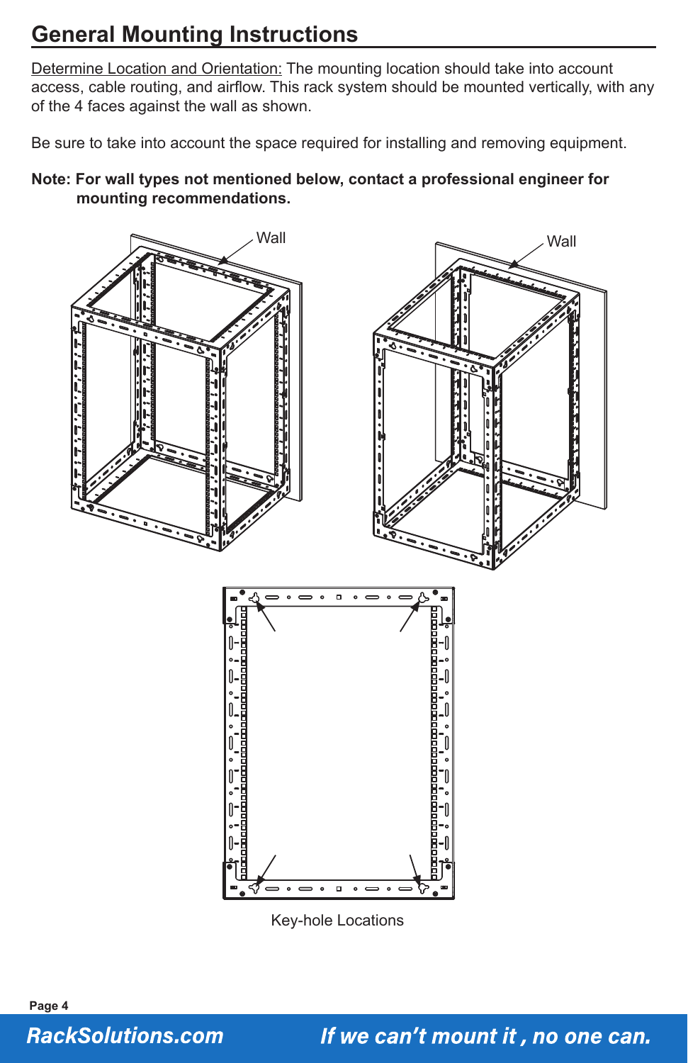## General Mounting Instructions

Determine Location and Orientation: The mounting location should take into account access, cable routing, and airflow. This rack system should be mounted vertically, with any of the 4 faces against the wall as shown.

Be sure to take into account the space required for installing and removing equipment.

**Note: For wall types not mentioned below, contact a professional engineer for mounting recommendations.**

Wall

Wall

Key-hole Locations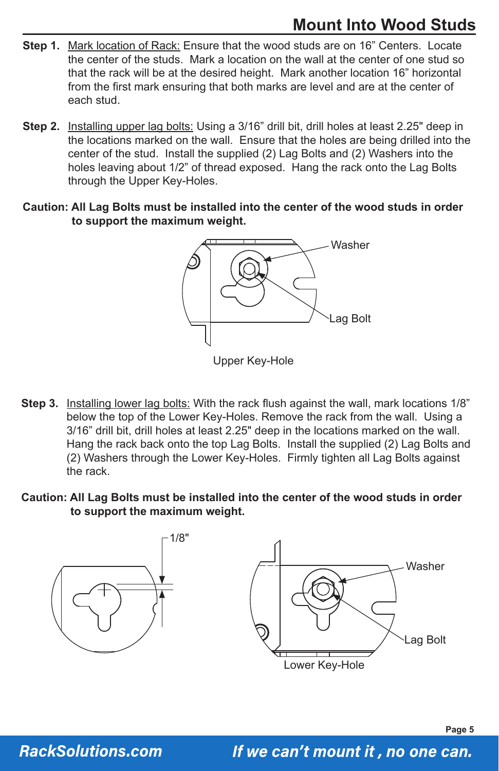# Mount Into Wood Studs

**Step 1.** Mark location of Rack: Ensure that the wood studs are on 16" Centers. Locate the center of the studs. Mark a location on the wall at the center of one stud so that the rack will be at the desired height. Mark another location 16" horizontal from the first mark ensuring that both marks are level and are at the center of each stud.

**Step 2.** Installing upper lag bolts: Using a 3/16" drill bit, drill holes at least 2.25" deep in the locations marked on the wall. Ensure that the holes are being drilled into the center of the stud. Install the supplied (2) Lag Bolts and (2) Washers into the holes leaving about 1/2" of thread exposed. Hang the rack onto the Lag Bolts through the Upper Key-Holes.

**Caution: All Lag Bolts must be installed into the center of the wood studs in order to support the maximum weight.**

Washer

Lag Bolt

Upper Key-Hole

**Step 3.** Installing lower lag bolts: With the rack flush against the wall, mark locations 1/8" below the top of the Lower Key-Holes. Remove the rack from the wall. Using a 3/16" drill bit, drill holes at least 2.25" deep in the locations marked on the wall. Hang the rack back onto the top Lag Bolts. Install the supplied (2) Lag Bolts and (2) Washers through the Lower Key-Holes. Firmly tighten all Lag Bolts against the rack.

**Caution: All Lag Bolts must be installed into the center of the wood studs in order to support the maximum weight.**

1/8"

Washer

Lag Bolt

Lower Key-Hole

RackSolutions.com *If we can't mount it , no one can.*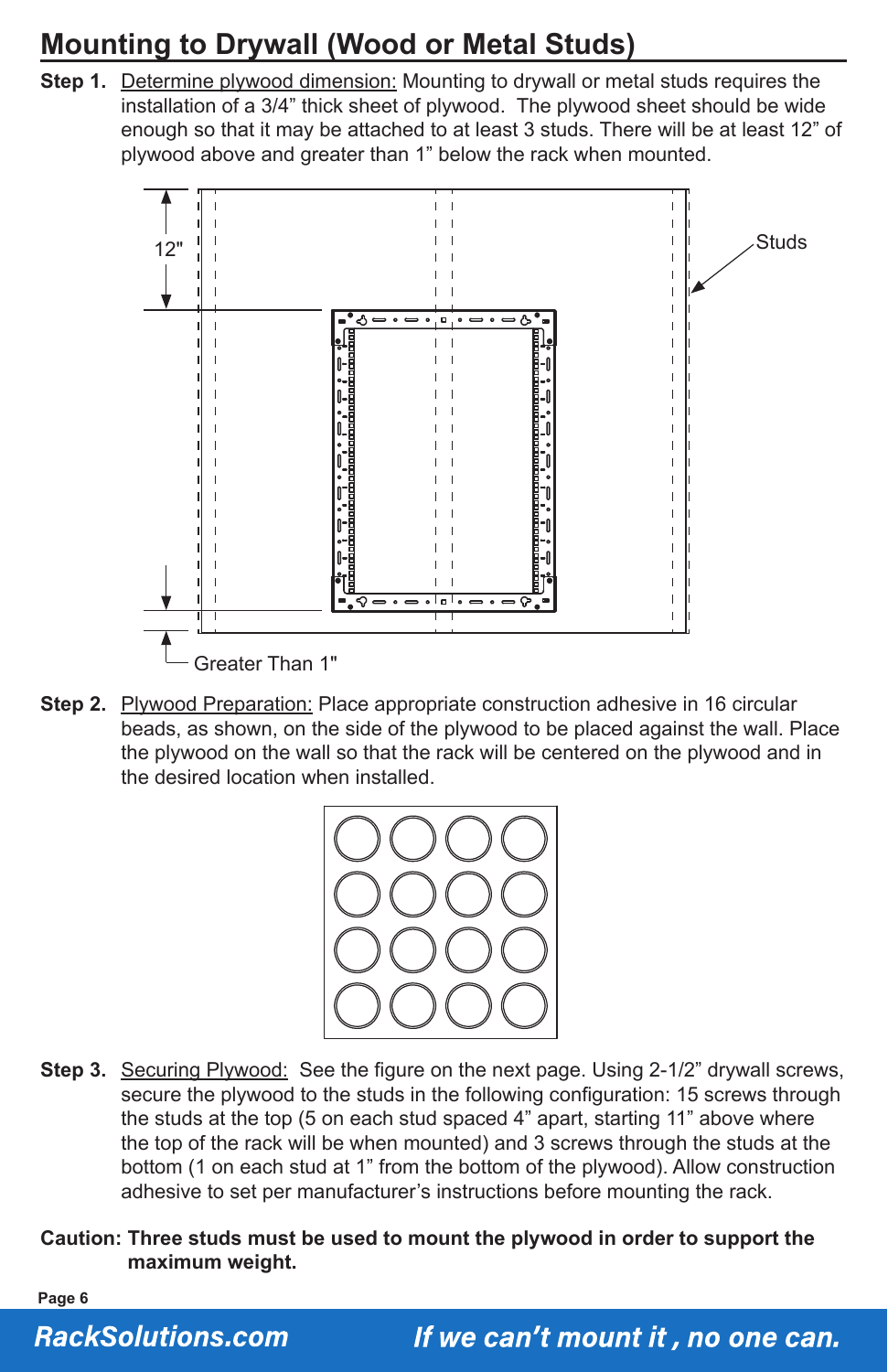# Mounting to Drywall (Wood or Metal Studs)

**Step 1.** Determine plywood dimension: Mounting to drywall or metal studs requires the installation of a 3/4" thick sheet of plywood. The plywood sheet should be wide enough so that it may be attached to at least 3 studs. There will be at least 12" of plywood above and greater than 1" below the rack when mounted.

12"

Studs

Greater Than 1"

**Step 2.** Plywood Preparation: Place appropriate construction adhesive in 16 circular beads, as shown, on the side of the plywood to be placed against the wall. Place the plywood on the wall so that the rack will be centered on the plywood and in the desired location when installed.

**Step 3.** Securing Plywood: See the figure on the next page. Using 2-1/2" drywall screws, secure the plywood to the studs in the following configuration: 15 screws through the studs at the top (5 on each stud spaced 4" apart, starting 11" above where the top of the rack will be when mounted) and 3 screws through the studs at the bottom (1 on each stud at 1" from the bottom of the plywood). Allow construction adhesive to set per manufacturer's instructions before mounting the rack.

**Caution: Three studs must be used to mount the plywood in order to support the maximum weight.**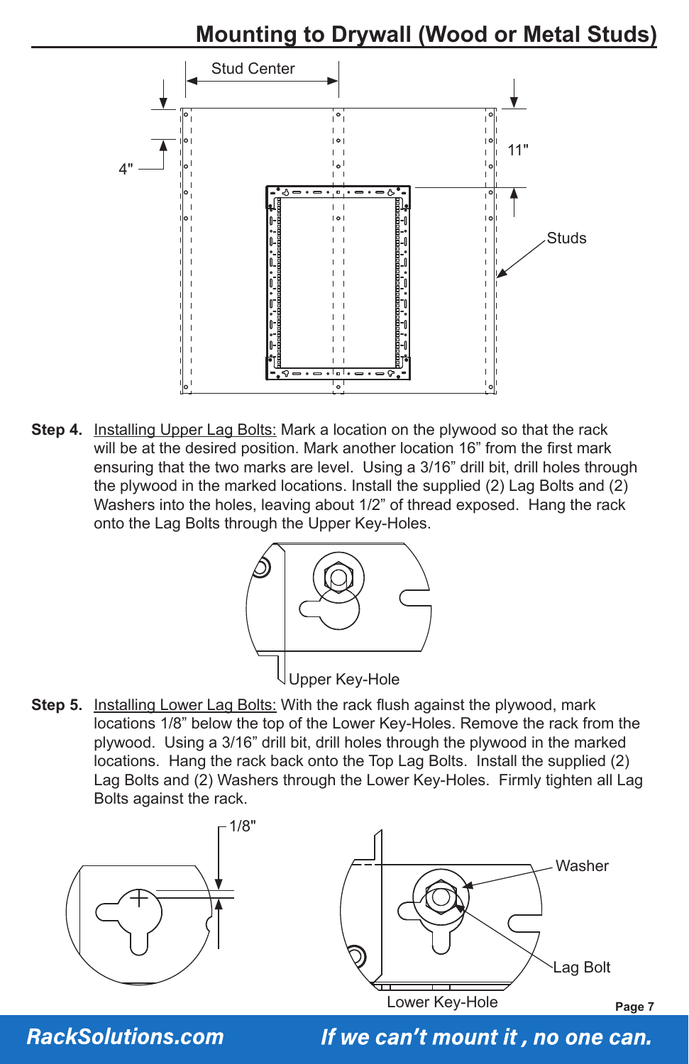## Mounting to Drywall (Wood or Metal Studs)

Stud Center

4"

11"

Studs

**Step 4.** Installing Upper Lag Bolts: Mark a location on the plywood so that the rack will be at the desired position. Mark another location 16" from the first mark ensuring that the two marks are level. Using a 3/16" drill bit, drill holes through the plywood in the marked locations. Install the supplied (2) Lag Bolts and (2) Washers into the holes, leaving about 1/2" of thread exposed. Hang the rack onto the Lag Bolts through the Upper Key-Holes.

Upper Key-Hole

**Step 5.** Installing Lower Lag Bolts: With the rack flush against the plywood, mark locations 1/8" below the top of the Lower Key-Holes. Remove the rack from the plywood. Using a 3/16" drill bit, drill holes through the plywood in the marked locations. Hang the rack back onto the Top Lag Bolts. Install the supplied (2) Lag Bolts and (2) Washers through the Lower Key-Holes. Firmly tighten all Lag Bolts against the rack.

1/8"

Washer

Lag Bolt

Lower Key-Hole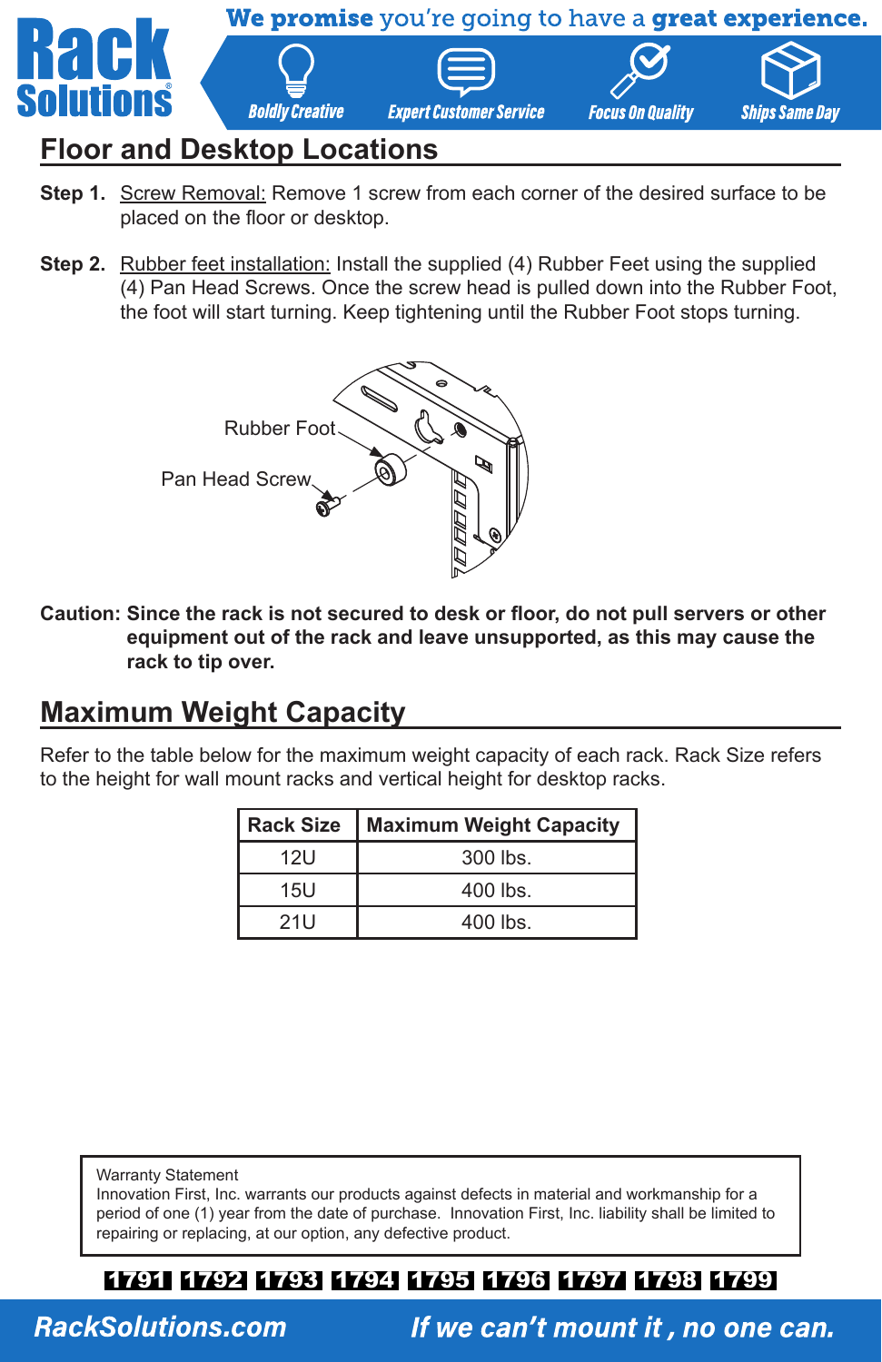# Floor and Desktop Locations

**Step 1.** Screw Removal: Remove 1 screw from each corner of the desired surface to be placed on the floor or desktop.

**Step 2.** Rubber feet installation: Install the supplied (4) Rubber Feet using the supplied (4) Pan Head Screws. Once the screw head is pulled down into the Rubber Foot, the foot will start turning. Keep tightening until the Rubber Foot stops turning.

Rubber Foot

Pan Head Screw

**Caution: Since the rack is not secured to desk or floor, do not pull servers or other equipment out of the rack and leave unsupported, as this may cause the rack to tip over.**

# Maximum Weight Capacity

Refer to the table below for the maximum weight capacity of each rack. Rack Size refers to the height for wall mount racks and vertical height for desktop racks.

| Rack Size | Maximum Weight Capacity |
|---|---|
| 12U | 300 lbs. |
| 15U | 400 lbs. |
| 21U | 400 lbs. |

Warranty Statement
Innovation First, Inc. warrants our products against defects in material and workmanship for a period of one (1) year from the date of purchase. Innovation First, Inc. liability shall be limited to repairing or replacing, at our option, any defective product.

1791 1792 1793 1794 1795 1796 1797 1798 1799